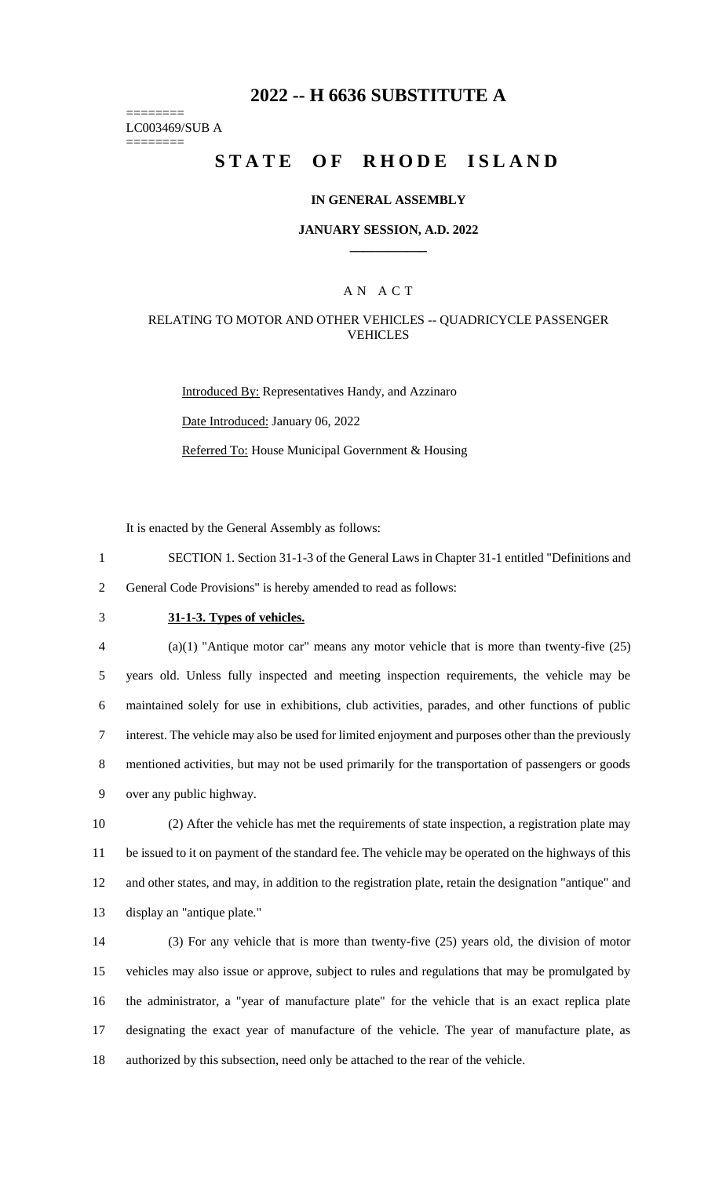# 2022 -- H 6636 SUBSTITUTE A

========
LC003469/SUB A
========

# STATE OF RHODE ISLAND

### IN GENERAL ASSEMBLY

### JANUARY SESSION, A.D. 2022

____________

### A N A C T

### RELATING TO MOTOR AND OTHER VEHICLES -- QUADRICYCLE PASSENGER VEHICLES

Introduced By: Representatives Handy, and Azzinaro

Date Introduced: January 06, 2022

Referred To: House Municipal Government & Housing

It is enacted by the General Assembly as follows:

1 SECTION 1. Section 31-1-3 of the General Laws in Chapter 31-1 entitled "Definitions and
2 General Code Provisions" is hereby amended to read as follows:

3 **31-1-3. Types of vehicles.**

4 (a)(1) "Antique motor car" means any motor vehicle that is more than twenty-five (25)
5 years old. Unless fully inspected and meeting inspection requirements, the vehicle may be
6 maintained solely for use in exhibitions, club activities, parades, and other functions of public
7 interest. The vehicle may also be used for limited enjoyment and purposes other than the previously
8 mentioned activities, but may not be used primarily for the transportation of passengers or goods
9 over any public highway.

10 (2) After the vehicle has met the requirements of state inspection, a registration plate may
11 be issued to it on payment of the standard fee. The vehicle may be operated on the highways of this
12 and other states, and may, in addition to the registration plate, retain the designation "antique" and
13 display an "antique plate."

14 (3) For any vehicle that is more than twenty-five (25) years old, the division of motor
15 vehicles may also issue or approve, subject to rules and regulations that may be promulgated by
16 the administrator, a "year of manufacture plate" for the vehicle that is an exact replica plate
17 designating the exact year of manufacture of the vehicle. The year of manufacture plate, as
18 authorized by this subsection, need only be attached to the rear of the vehicle.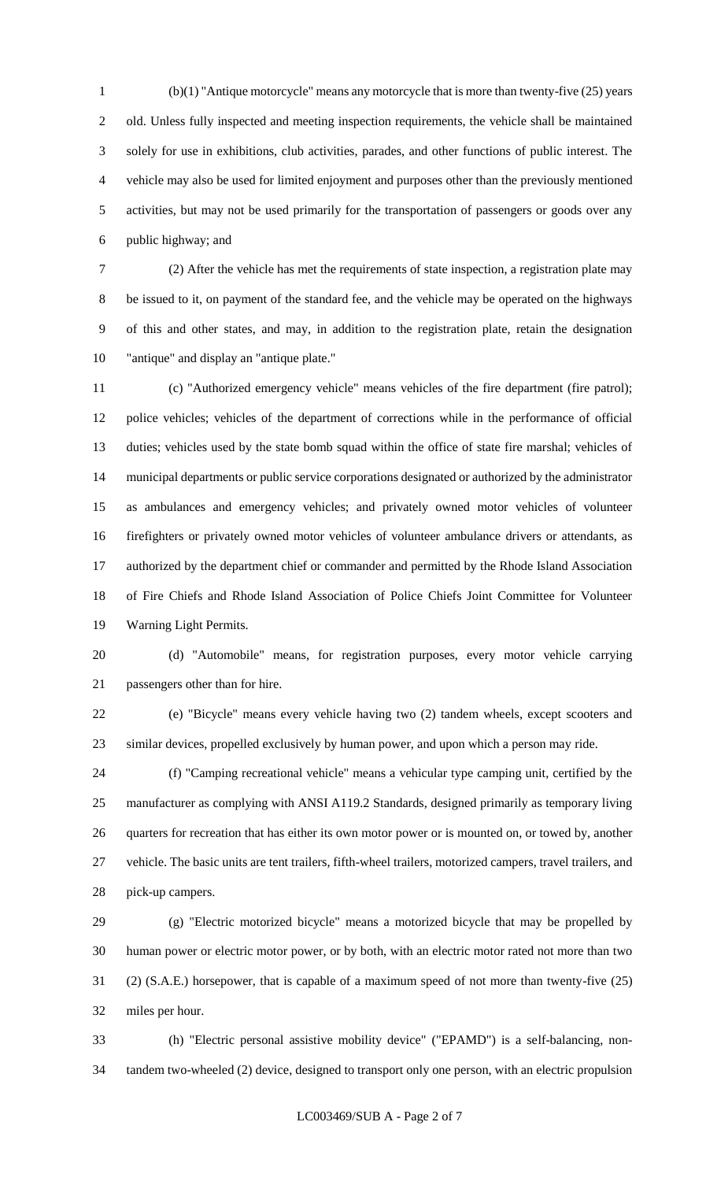(b)(1) "Antique motorcycle" means any motorcycle that is more than twenty-five (25) years old. Unless fully inspected and meeting inspection requirements, the vehicle shall be maintained solely for use in exhibitions, club activities, parades, and other functions of public interest. The vehicle may also be used for limited enjoyment and purposes other than the previously mentioned activities, but may not be used primarily for the transportation of passengers or goods over any public highway; and

(2) After the vehicle has met the requirements of state inspection, a registration plate may be issued to it, on payment of the standard fee, and the vehicle may be operated on the highways of this and other states, and may, in addition to the registration plate, retain the designation "antique" and display an "antique plate."

(c) "Authorized emergency vehicle" means vehicles of the fire department (fire patrol); police vehicles; vehicles of the department of corrections while in the performance of official duties; vehicles used by the state bomb squad within the office of state fire marshal; vehicles of municipal departments or public service corporations designated or authorized by the administrator as ambulances and emergency vehicles; and privately owned motor vehicles of volunteer firefighters or privately owned motor vehicles of volunteer ambulance drivers or attendants, as authorized by the department chief or commander and permitted by the Rhode Island Association of Fire Chiefs and Rhode Island Association of Police Chiefs Joint Committee for Volunteer Warning Light Permits.

(d) "Automobile" means, for registration purposes, every motor vehicle carrying passengers other than for hire.

(e) "Bicycle" means every vehicle having two (2) tandem wheels, except scooters and similar devices, propelled exclusively by human power, and upon which a person may ride.

(f) "Camping recreational vehicle" means a vehicular type camping unit, certified by the manufacturer as complying with ANSI A119.2 Standards, designed primarily as temporary living quarters for recreation that has either its own motor power or is mounted on, or towed by, another vehicle. The basic units are tent trailers, fifth-wheel trailers, motorized campers, travel trailers, and pick-up campers.

(g) "Electric motorized bicycle" means a motorized bicycle that may be propelled by human power or electric motor power, or by both, with an electric motor rated not more than two (2) (S.A.E.) horsepower, that is capable of a maximum speed of not more than twenty-five (25) miles per hour.

(h) "Electric personal assistive mobility device" ("EPAMD") is a self-balancing, non-tandem two-wheeled (2) device, designed to transport only one person, with an electric propulsion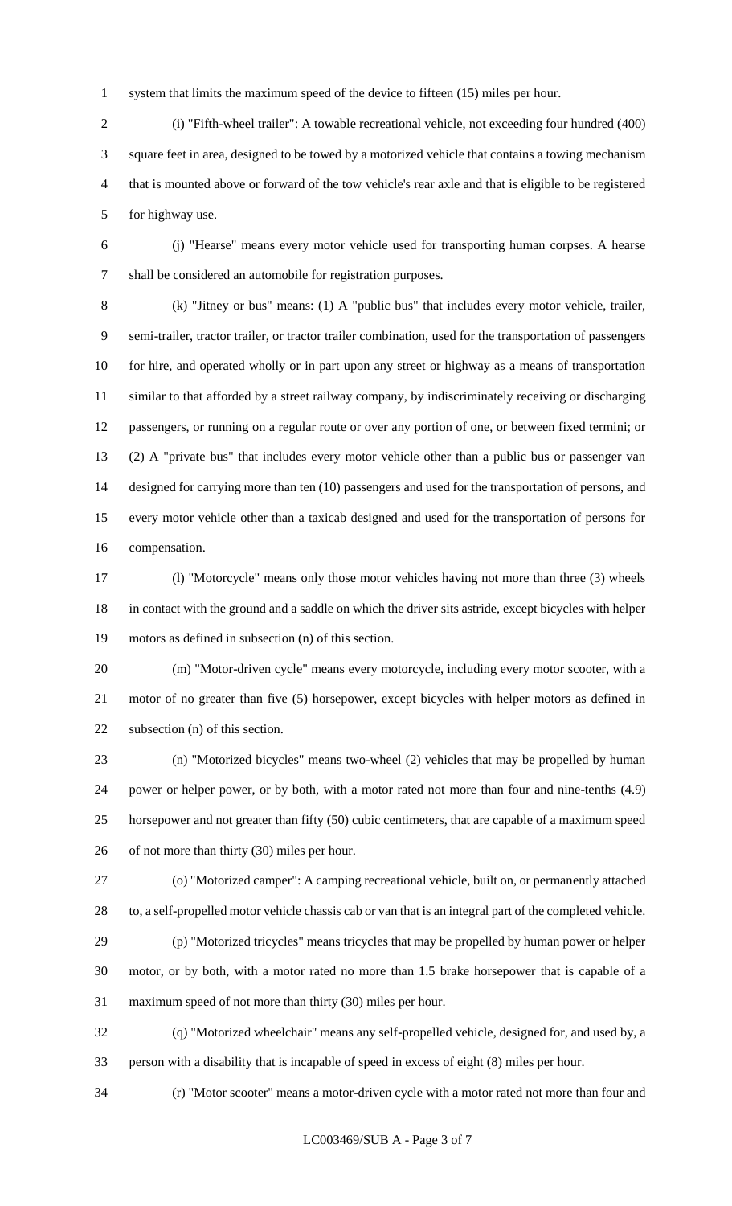system that limits the maximum speed of the device to fifteen (15) miles per hour.

(i) "Fifth-wheel trailer": A towable recreational vehicle, not exceeding four hundred (400) square feet in area, designed to be towed by a motorized vehicle that contains a towing mechanism that is mounted above or forward of the tow vehicle's rear axle and that is eligible to be registered for highway use.

(j) "Hearse" means every motor vehicle used for transporting human corpses. A hearse shall be considered an automobile for registration purposes.

(k) "Jitney or bus" means: (1) A "public bus" that includes every motor vehicle, trailer, semi-trailer, tractor trailer, or tractor trailer combination, used for the transportation of passengers for hire, and operated wholly or in part upon any street or highway as a means of transportation similar to that afforded by a street railway company, by indiscriminately receiving or discharging passengers, or running on a regular route or over any portion of one, or between fixed termini; or (2) A "private bus" that includes every motor vehicle other than a public bus or passenger van designed for carrying more than ten (10) passengers and used for the transportation of persons, and every motor vehicle other than a taxicab designed and used for the transportation of persons for compensation.

(l) "Motorcycle" means only those motor vehicles having not more than three (3) wheels in contact with the ground and a saddle on which the driver sits astride, except bicycles with helper motors as defined in subsection (n) of this section.

(m) "Motor-driven cycle" means every motorcycle, including every motor scooter, with a motor of no greater than five (5) horsepower, except bicycles with helper motors as defined in subsection (n) of this section.

(n) "Motorized bicycles" means two-wheel (2) vehicles that may be propelled by human power or helper power, or by both, with a motor rated not more than four and nine-tenths (4.9) horsepower and not greater than fifty (50) cubic centimeters, that are capable of a maximum speed of not more than thirty (30) miles per hour.

(o) "Motorized camper": A camping recreational vehicle, built on, or permanently attached to, a self-propelled motor vehicle chassis cab or van that is an integral part of the completed vehicle.

(p) "Motorized tricycles" means tricycles that may be propelled by human power or helper motor, or by both, with a motor rated no more than 1.5 brake horsepower that is capable of a maximum speed of not more than thirty (30) miles per hour.

(q) "Motorized wheelchair" means any self-propelled vehicle, designed for, and used by, a person with a disability that is incapable of speed in excess of eight (8) miles per hour.

(r) "Motor scooter" means a motor-driven cycle with a motor rated not more than four and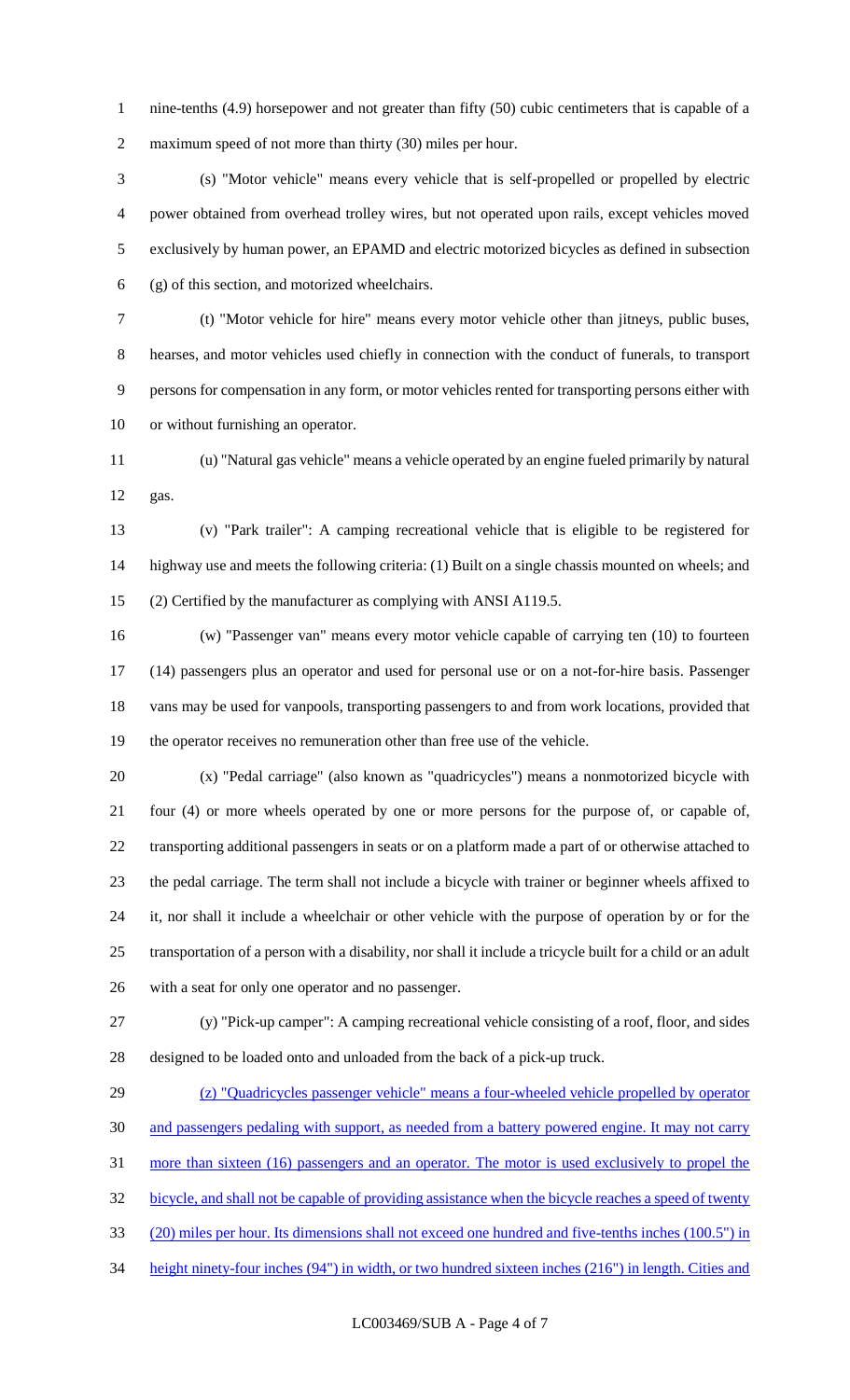nine-tenths (4.9) horsepower and not greater than fifty (50) cubic centimeters that is capable of a maximum speed of not more than thirty (30) miles per hour.

(s) "Motor vehicle" means every vehicle that is self-propelled or propelled by electric power obtained from overhead trolley wires, but not operated upon rails, except vehicles moved exclusively by human power, an EPAMD and electric motorized bicycles as defined in subsection (g) of this section, and motorized wheelchairs.

(t) "Motor vehicle for hire" means every motor vehicle other than jitneys, public buses, hearses, and motor vehicles used chiefly in connection with the conduct of funerals, to transport persons for compensation in any form, or motor vehicles rented for transporting persons either with or without furnishing an operator.

(u) "Natural gas vehicle" means a vehicle operated by an engine fueled primarily by natural gas.

(v) "Park trailer": A camping recreational vehicle that is eligible to be registered for highway use and meets the following criteria: (1) Built on a single chassis mounted on wheels; and (2) Certified by the manufacturer as complying with ANSI A119.5.

(w) "Passenger van" means every motor vehicle capable of carrying ten (10) to fourteen (14) passengers plus an operator and used for personal use or on a not-for-hire basis. Passenger vans may be used for vanpools, transporting passengers to and from work locations, provided that the operator receives no remuneration other than free use of the vehicle.

(x) "Pedal carriage" (also known as "quadricycles") means a nonmotorized bicycle with four (4) or more wheels operated by one or more persons for the purpose of, or capable of, transporting additional passengers in seats or on a platform made a part of or otherwise attached to the pedal carriage. The term shall not include a bicycle with trainer or beginner wheels affixed to it, nor shall it include a wheelchair or other vehicle with the purpose of operation by or for the transportation of a person with a disability, nor shall it include a tricycle built for a child or an adult with a seat for only one operator and no passenger.

(y) "Pick-up camper": A camping recreational vehicle consisting of a roof, floor, and sides designed to be loaded onto and unloaded from the back of a pick-up truck.

(z) "Quadricycles passenger vehicle" means a four-wheeled vehicle propelled by operator and passengers pedaling with support, as needed from a battery powered engine. It may not carry more than sixteen (16) passengers and an operator. The motor is used exclusively to propel the bicycle, and shall not be capable of providing assistance when the bicycle reaches a speed of twenty (20) miles per hour. Its dimensions shall not exceed one hundred and five-tenths inches (100.5") in height ninety-four inches (94") in width, or two hundred sixteen inches (216") in length. Cities and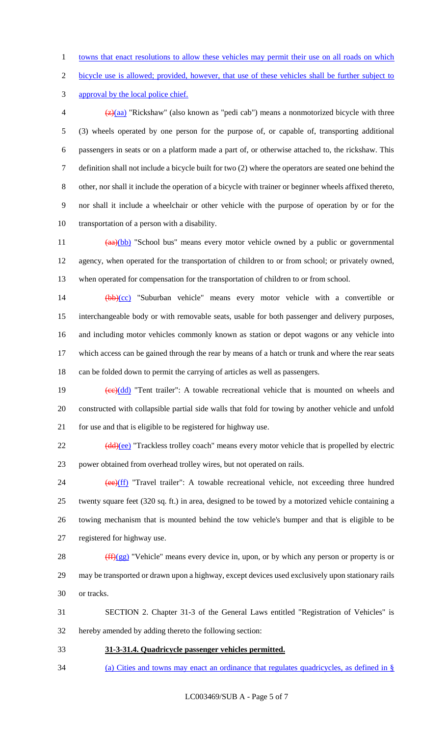towns that enact resolutions to allow these vehicles may permit their use on all roads on which bicycle use is allowed; provided, however, that use of these vehicles shall be further subject to approval by the local police chief.

~~(z)~~(aa) "Rickshaw" (also known as "pedi cab") means a nonmotorized bicycle with three (3) wheels operated by one person for the purpose of, or capable of, transporting additional passengers in seats or on a platform made a part of, or otherwise attached to, the rickshaw. This definition shall not include a bicycle built for two (2) where the operators are seated one behind the other, nor shall it include the operation of a bicycle with trainer or beginner wheels affixed thereto, nor shall it include a wheelchair or other vehicle with the purpose of operation by or for the transportation of a person with a disability.

~~(aa)~~(bb) "School bus" means every motor vehicle owned by a public or governmental agency, when operated for the transportation of children to or from school; or privately owned, when operated for compensation for the transportation of children to or from school.

~~(bb)~~(cc) "Suburban vehicle" means every motor vehicle with a convertible or interchangeable body or with removable seats, usable for both passenger and delivery purposes, and including motor vehicles commonly known as station or depot wagons or any vehicle into which access can be gained through the rear by means of a hatch or trunk and where the rear seats can be folded down to permit the carrying of articles as well as passengers.

~~(cc)~~(dd) "Tent trailer": A towable recreational vehicle that is mounted on wheels and constructed with collapsible partial side walls that fold for towing by another vehicle and unfold for use and that is eligible to be registered for highway use.

~~(dd)~~(ee) "Trackless trolley coach" means every motor vehicle that is propelled by electric power obtained from overhead trolley wires, but not operated on rails.

~~(ee)~~(ff) "Travel trailer": A towable recreational vehicle, not exceeding three hundred twenty square feet (320 sq. ft.) in area, designed to be towed by a motorized vehicle containing a towing mechanism that is mounted behind the tow vehicle's bumper and that is eligible to be registered for highway use.

~~(ff)~~(gg) "Vehicle" means every device in, upon, or by which any person or property is or may be transported or drawn upon a highway, except devices used exclusively upon stationary rails or tracks.

SECTION 2. Chapter 31-3 of the General Laws entitled "Registration of Vehicles" is hereby amended by adding thereto the following section:

**31-3-31.4. Quadricycle passenger vehicles permitted.**

(a) Cities and towns may enact an ordinance that regulates quadricycles, as defined in §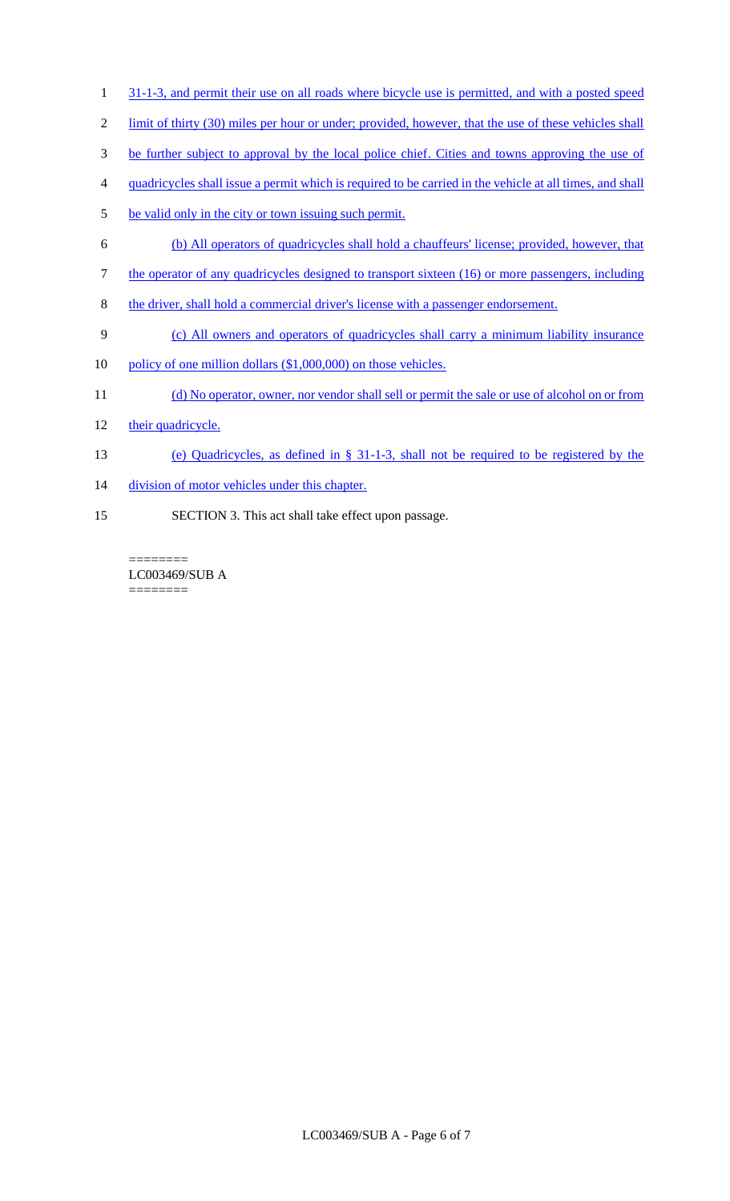31-1-3, and permit their use on all roads where bicycle use is permitted, and with a posted speed limit of thirty (30) miles per hour or under; provided, however, that the use of these vehicles shall be further subject to approval by the local police chief. Cities and towns approving the use of quadricycles shall issue a permit which is required to be carried in the vehicle at all times, and shall be valid only in the city or town issuing such permit.

(b) All operators of quadricycles shall hold a chauffeurs' license; provided, however, that the operator of any quadricycles designed to transport sixteen (16) or more passengers, including the driver, shall hold a commercial driver's license with a passenger endorsement.

(c) All owners and operators of quadricycles shall carry a minimum liability insurance policy of one million dollars ($1,000,000) on those vehicles.

(d) No operator, owner, nor vendor shall sell or permit the sale or use of alcohol on or from their quadricycle.

(e) Quadricycles, as defined in § 31-1-3, shall not be required to be registered by the division of motor vehicles under this chapter.

SECTION 3. This act shall take effect upon passage.

========
LC003469/SUB A
========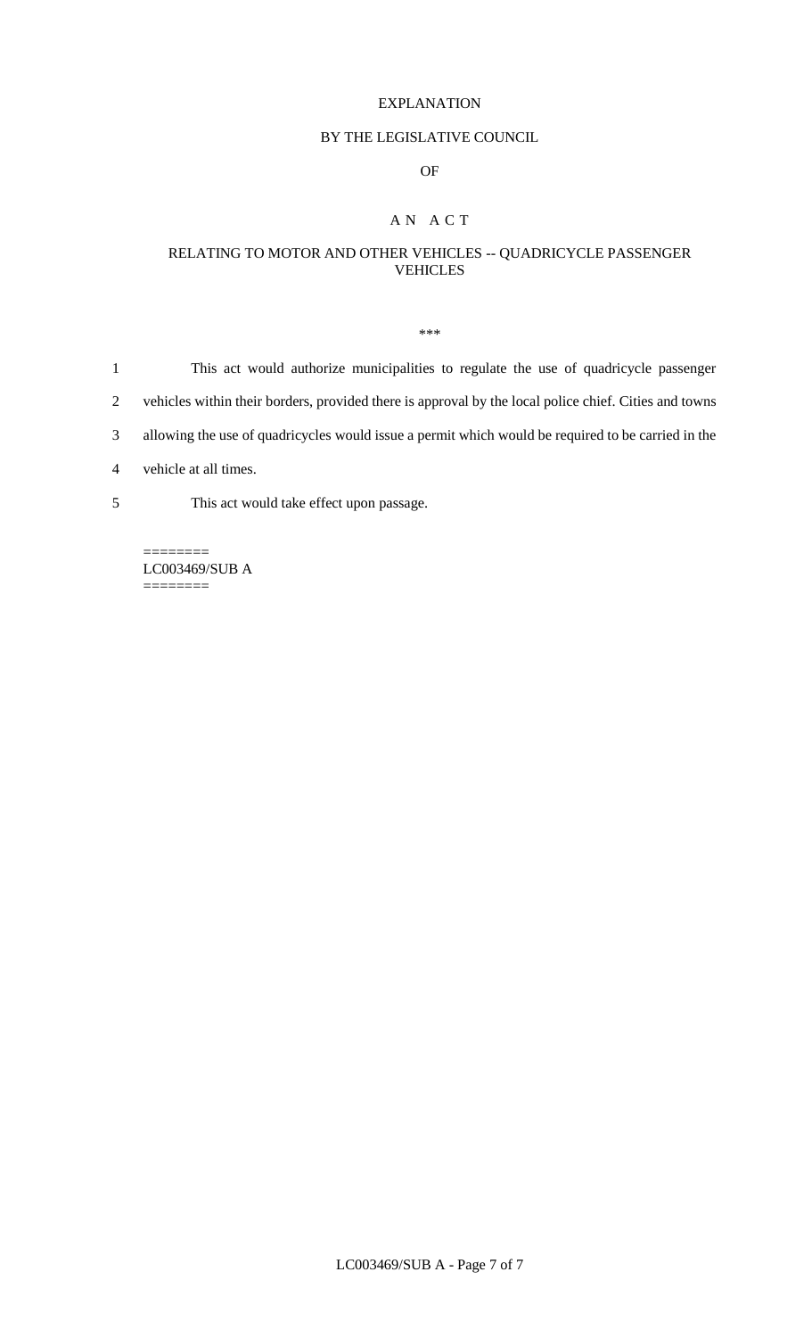EXPLANATION

BY THE LEGISLATIVE COUNCIL

OF

# A N A C T

RELATING TO MOTOR AND OTHER VEHICLES -- QUADRICYCLE PASSENGER VEHICLES

\*\*\*

This act would authorize municipalities to regulate the use of quadricycle passenger vehicles within their borders, provided there is approval by the local police chief. Cities and towns allowing the use of quadricycles would issue a permit which would be required to be carried in the vehicle at all times.

This act would take effect upon passage.

========
LC003469/SUB A
========